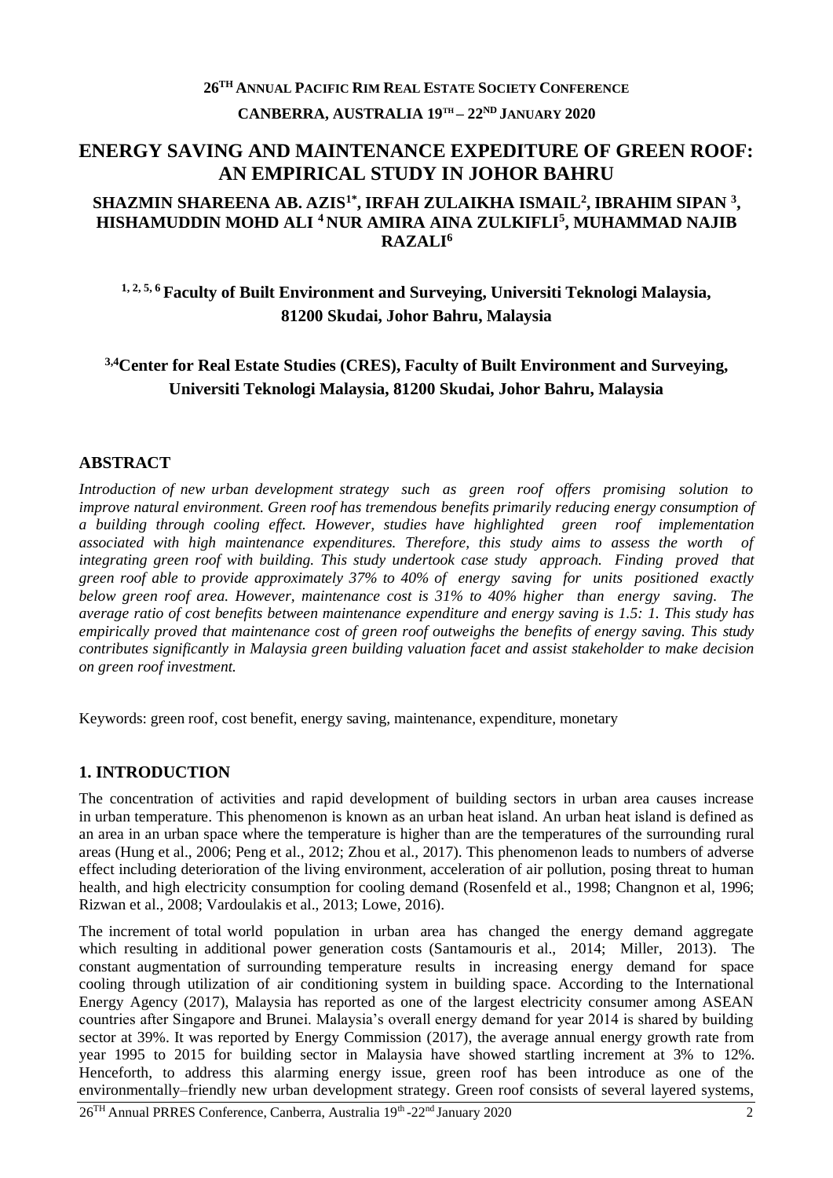**26TH ANNUAL PACIFIC RIM REAL ESTATE SOCIETY CONFERENCE**

**CANBERRA, AUSTRALIA 19TH – 22ND JANUARY 2020**

# ENERGY SAVING AND MAINTENANCE EXPEDITURE OF GREEN ROOF: AN EMPIRICAL STUDY IN JOHOR BAHRU

**SHAZMIN SHAREENA AB. AZIS[1*], IRFAH ZULAIKHA ISMAIL[2], IBRAHIM SIPAN [3], HISHAMUDDIN MOHD ALI [4] NUR AMIRA AINA ZULKIFLI[5], MUHAMMAD NAJIB RAZALI[6]**

**[1, 2, 5, 6] Faculty of Built Environment and Surveying, Universiti Teknologi Malaysia, 81200 Skudai, Johor Bahru, Malaysia**

**[3,4]Center for Real Estate Studies (CRES), Faculty of Built Environment and Surveying, Universiti Teknologi Malaysia, 81200 Skudai, Johor Bahru, Malaysia**

## ABSTRACT

*Introduction of new urban development strategy such as green roof offers promising solution to improve natural environment. Green roof has tremendous benefits primarily reducing energy consumption of a building through cooling effect. However, studies have highlighted green roof implementation associated with high maintenance expenditures. Therefore, this study aims to assess the worth of integrating green roof with building. This study undertook case study approach. Finding proved that green roof able to provide approximately 37% to 40% of energy saving for units positioned exactly below green roof area. However, maintenance cost is 31% to 40% higher than energy saving. The average ratio of cost benefits between maintenance expenditure and energy saving is 1.5: 1. This study has empirically proved that maintenance cost of green roof outweighs the benefits of energy saving. This study contributes significantly in Malaysia green building valuation facet and assist stakeholder to make decision on green roof investment.*

Keywords: green roof, cost benefit, energy saving, maintenance, expenditure, monetary

## 1. INTRODUCTION

The concentration of activities and rapid development of building sectors in urban area causes increase in urban temperature. This phenomenon is known as an urban heat island. An urban heat island is defined as an area in an urban space where the temperature is higher than are the temperatures of the surrounding rural areas (Hung et al., 2006; Peng et al., 2012; Zhou et al., 2017). This phenomenon leads to numbers of adverse effect including deterioration of the living environment, acceleration of air pollution, posing threat to human health, and high electricity consumption for cooling demand (Rosenfeld et al., 1998; Changnon et al, 1996; Rizwan et al., 2008; Vardoulakis et al., 2013; Lowe, 2016).

The increment of total world population in urban area has changed the energy demand aggregate which resulting in additional power generation costs (Santamouris et al., 2014; Miller, 2013). The constant augmentation of surrounding temperature results in increasing energy demand for space cooling through utilization of air conditioning system in building space. According to the International Energy Agency (2017), Malaysia has reported as one of the largest electricity consumer among ASEAN countries after Singapore and Brunei. Malaysia's overall energy demand for year 2014 is shared by building sector at 39%. It was reported by Energy Commission (2017), the average annual energy growth rate from year 1995 to 2015 for building sector in Malaysia have showed startling increment at 3% to 12%. Henceforth, to address this alarming energy issue, green roof has been introduce as one of the environmentally–friendly new urban development strategy. Green roof consists of several layered systems,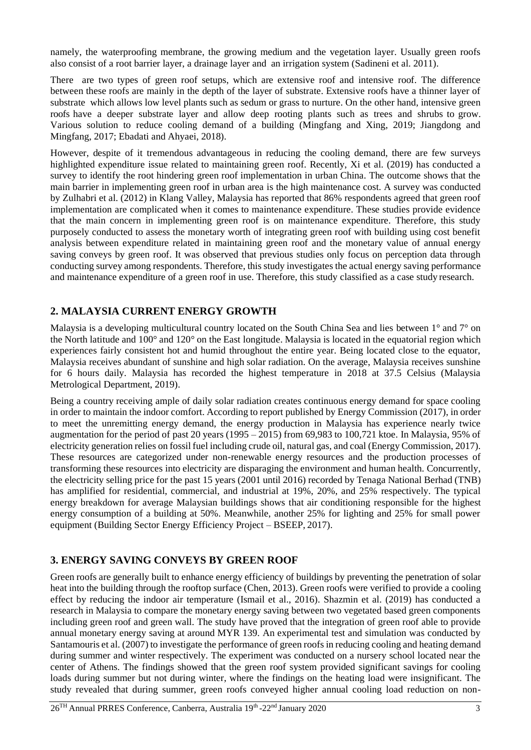namely, the waterproofing membrane, the growing medium and the vegetation layer. Usually green roofs also consist of a root barrier layer, a drainage layer and an irrigation system (Sadineni et al. 2011).

There are two types of green roof setups, which are extensive roof and intensive roof. The difference between these roofs are mainly in the depth of the layer of substrate. Extensive roofs have a thinner layer of substrate which allows low level plants such as sedum or grass to nurture. On the other hand, intensive green roofs have a deeper substrate layer and allow deep rooting plants such as trees and shrubs to grow. Various solution to reduce cooling demand of a building (Mingfang and Xing, 2019; Jiangdong and Mingfang, 2017; Ebadati and Ahyaei, 2018).

However, despite of it tremendous advantageous in reducing the cooling demand, there are few surveys highlighted expenditure issue related to maintaining green roof. Recently, Xi et al. (2019) has conducted a survey to identify the root hindering green roof implementation in urban China. The outcome shows that the main barrier in implementing green roof in urban area is the high maintenance cost. A survey was conducted by Zulhabri et al. (2012) in Klang Valley, Malaysia has reported that 86% respondents agreed that green roof implementation are complicated when it comes to maintenance expenditure. These studies provide evidence that the main concern in implementing green roof is on maintenance expenditure. Therefore, this study purposely conducted to assess the monetary worth of integrating green roof with building using cost benefit analysis between expenditure related in maintaining green roof and the monetary value of annual energy saving conveys by green roof. It was observed that previous studies only focus on perception data through conducting survey among respondents. Therefore, this study investigates the actual energy saving performance and maintenance expenditure of a green roof in use. Therefore, this study classified as a case study research.

## 2. MALAYSIA CURRENT ENERGY GROWTH

Malaysia is a developing multicultural country located on the South China Sea and lies between 1° and 7° on the North latitude and 100° and 120° on the East longitude. Malaysia is located in the equatorial region which experiences fairly consistent hot and humid throughout the entire year. Being located close to the equator, Malaysia receives abundant of sunshine and high solar radiation. On the average, Malaysia receives sunshine for 6 hours daily. Malaysia has recorded the highest temperature in 2018 at 37.5 Celsius (Malaysia Metrological Department, 2019).

Being a country receiving ample of daily solar radiation creates continuous energy demand for space cooling in order to maintain the indoor comfort. According to report published by Energy Commission (2017), in order to meet the unremitting energy demand, the energy production in Malaysia has experience nearly twice augmentation for the period of past 20 years (1995 – 2015) from 69,983 to 100,721 ktoe. In Malaysia, 95% of electricity generation relies on fossil fuel including crude oil, natural gas, and coal (Energy Commission, 2017). These resources are categorized under non-renewable energy resources and the production processes of transforming these resources into electricity are disparaging the environment and human health. Concurrently, the electricity selling price for the past 15 years (2001 until 2016) recorded by Tenaga National Berhad (TNB) has amplified for residential, commercial, and industrial at 19%, 20%, and 25% respectively. The typical energy breakdown for average Malaysian buildings shows that air conditioning responsible for the highest energy consumption of a building at 50%. Meanwhile, another 25% for lighting and 25% for small power equipment (Building Sector Energy Efficiency Project – BSEEP, 2017).

## 3. ENERGY SAVING CONVEYS BY GREEN ROOF

Green roofs are generally built to enhance energy efficiency of buildings by preventing the penetration of solar heat into the building through the rooftop surface (Chen, 2013). Green roofs were verified to provide a cooling effect by reducing the indoor air temperature (Ismail et al., 2016). Shazmin et al. (2019) has conducted a research in Malaysia to compare the monetary energy saving between two vegetated based green components including green roof and green wall. The study have proved that the integration of green roof able to provide annual monetary energy saving at around MYR 139. An experimental test and simulation was conducted by Santamouris et al. (2007) to investigate the performance of green roofs in reducing cooling and heating demand during summer and winter respectively. The experiment was conducted on a nursery school located near the center of Athens. The findings showed that the green roof system provided significant savings for cooling loads during summer but not during winter, where the findings on the heating load were insignificant. The study revealed that during summer, green roofs conveyed higher annual cooling load reduction on non-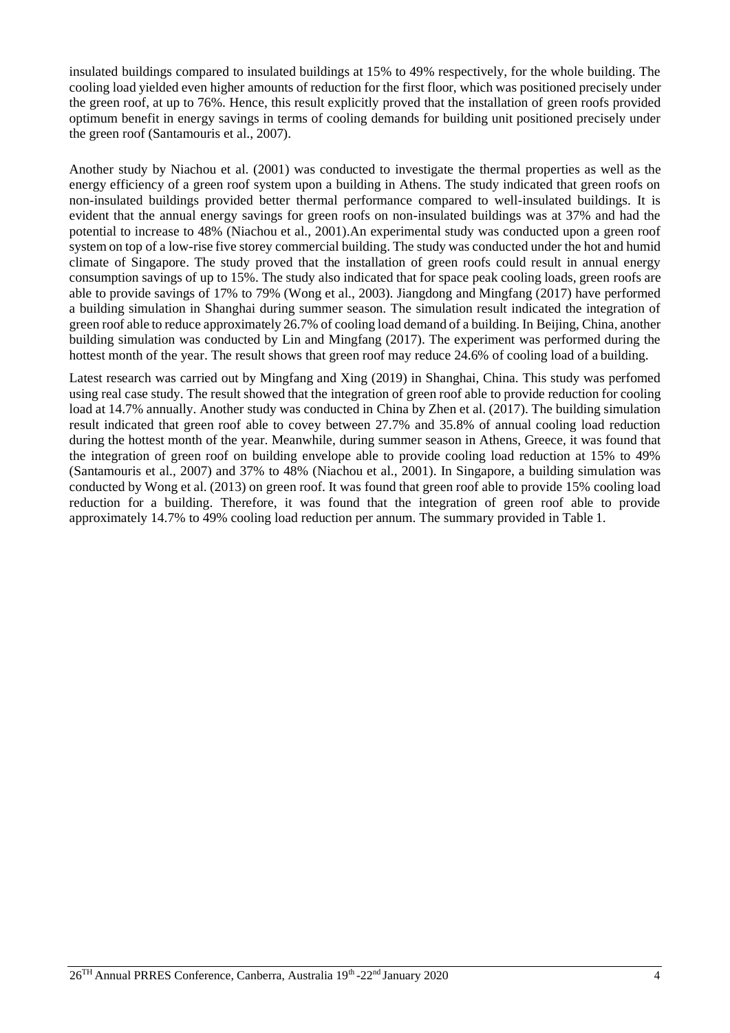insulated buildings compared to insulated buildings at 15% to 49% respectively, for the whole building. The cooling load yielded even higher amounts of reduction for the first floor, which was positioned precisely under the green roof, at up to 76%. Hence, this result explicitly proved that the installation of green roofs provided optimum benefit in energy savings in terms of cooling demands for building unit positioned precisely under the green roof (Santamouris et al., 2007).

Another study by Niachou et al. (2001) was conducted to investigate the thermal properties as well as the energy efficiency of a green roof system upon a building in Athens. The study indicated that green roofs on non-insulated buildings provided better thermal performance compared to well-insulated buildings. It is evident that the annual energy savings for green roofs on non-insulated buildings was at 37% and had the potential to increase to 48% (Niachou et al., 2001).An experimental study was conducted upon a green roof system on top of a low-rise five storey commercial building. The study was conducted under the hot and humid climate of Singapore. The study proved that the installation of green roofs could result in annual energy consumption savings of up to 15%. The study also indicated that for space peak cooling loads, green roofs are able to provide savings of 17% to 79% (Wong et al., 2003). Jiangdong and Mingfang (2017) have performed a building simulation in Shanghai during summer season. The simulation result indicated the integration of green roof able to reduce approximately 26.7% of cooling load demand of a building. In Beijing, China, another building simulation was conducted by Lin and Mingfang (2017). The experiment was performed during the hottest month of the year. The result shows that green roof may reduce 24.6% of cooling load of a building.

Latest research was carried out by Mingfang and Xing (2019) in Shanghai, China. This study was perfomed using real case study. The result showed that the integration of green roof able to provide reduction for cooling load at 14.7% annually. Another study was conducted in China by Zhen et al. (2017). The building simulation result indicated that green roof able to covey between 27.7% and 35.8% of annual cooling load reduction during the hottest month of the year. Meanwhile, during summer season in Athens, Greece, it was found that the integration of green roof on building envelope able to provide cooling load reduction at 15% to 49% (Santamouris et al., 2007) and 37% to 48% (Niachou et al., 2001). In Singapore, a building simulation was conducted by Wong et al. (2013) on green roof. It was found that green roof able to provide 15% cooling load reduction for a building. Therefore, it was found that the integration of green roof able to provide approximately 14.7% to 49% cooling load reduction per annum. The summary provided in Table 1.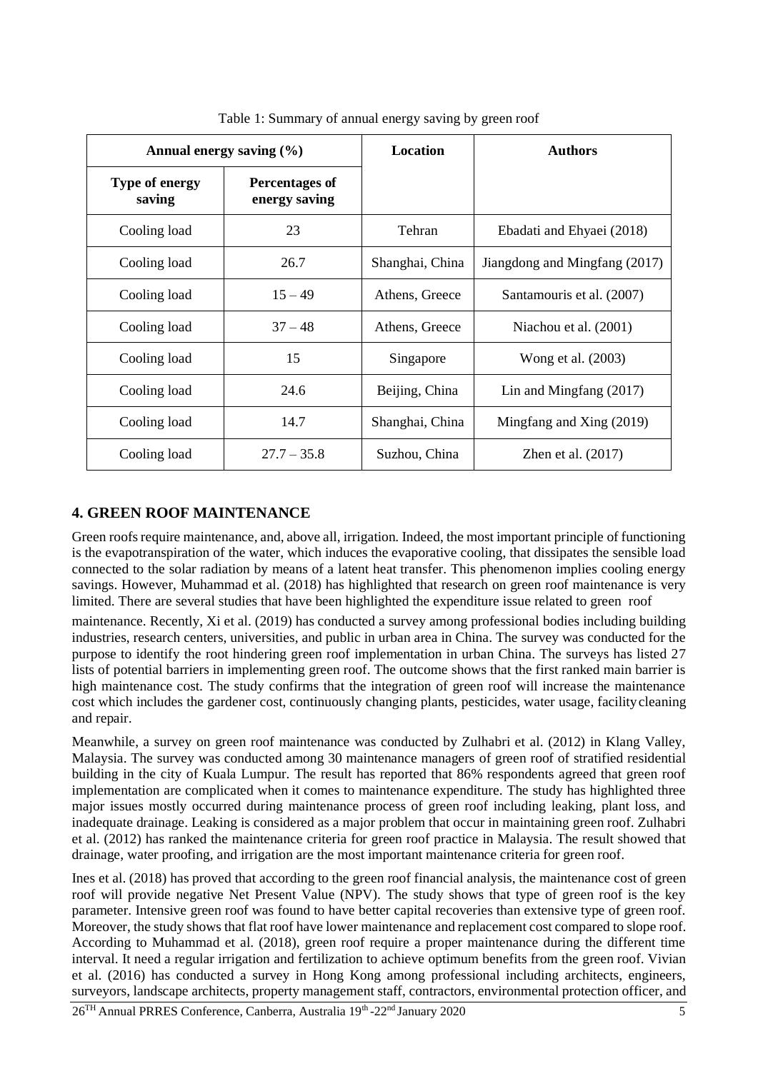Table 1: Summary of annual energy saving by green roof

| Annual energy saving (%) | | Location | Authors |
|---|---|---|---|
| **Type of energy saving** | **Percentages of energy saving** | | |
| Cooling load | 23 | Tehran | Ebadati and Ehyaei (2018) |
| Cooling load | 26.7 | Shanghai, China | Jiangdong and Mingfang (2017) |
| Cooling load | 15 – 49 | Athens, Greece | Santamouris et al. (2007) |
| Cooling load | 37 – 48 | Athens, Greece | Niachou et al. (2001) |
| Cooling load | 15 | Singapore | Wong et al. (2003) |
| Cooling load | 24.6 | Beijing, China | Lin and Mingfang (2017) |
| Cooling load | 14.7 | Shanghai, China | Mingfang and Xing (2019) |
| Cooling load | 27.7 – 35.8 | Suzhou, China | Zhen et al. (2017) |

## 4. GREEN ROOF MAINTENANCE

Green roofs require maintenance, and, above all, irrigation. Indeed, the most important principle of functioning is the evapotranspiration of the water, which induces the evaporative cooling, that dissipates the sensible load connected to the solar radiation by means of a latent heat transfer. This phenomenon implies cooling energy savings. However, Muhammad et al. (2018) has highlighted that research on green roof maintenance is very limited. There are several studies that have been highlighted the expenditure issue related to green roof maintenance. Recently, Xi et al. (2019) has conducted a survey among professional bodies including building industries, research centers, universities, and public in urban area in China. The survey was conducted for the purpose to identify the root hindering green roof implementation in urban China. The surveys has listed 27 lists of potential barriers in implementing green roof. The outcome shows that the first ranked main barrier is high maintenance cost. The study confirms that the integration of green roof will increase the maintenance cost which includes the gardener cost, continuously changing plants, pesticides, water usage, facility cleaning and repair.

Meanwhile, a survey on green roof maintenance was conducted by Zulhabri et al. (2012) in Klang Valley, Malaysia. The survey was conducted among 30 maintenance managers of green roof of stratified residential building in the city of Kuala Lumpur. The result has reported that 86% respondents agreed that green roof implementation are complicated when it comes to maintenance expenditure. The study has highlighted three major issues mostly occurred during maintenance process of green roof including leaking, plant loss, and inadequate drainage. Leaking is considered as a major problem that occur in maintaining green roof. Zulhabri et al. (2012) has ranked the maintenance criteria for green roof practice in Malaysia. The result showed that drainage, water proofing, and irrigation are the most important maintenance criteria for green roof.

Ines et al. (2018) has proved that according to the green roof financial analysis, the maintenance cost of green roof will provide negative Net Present Value (NPV). The study shows that type of green roof is the key parameter. Intensive green roof was found to have better capital recoveries than extensive type of green roof. Moreover, the study shows that flat roof have lower maintenance and replacement cost compared to slope roof. According to Muhammad et al. (2018), green roof require a proper maintenance during the different time interval. It need a regular irrigation and fertilization to achieve optimum benefits from the green roof. Vivian et al. (2016) has conducted a survey in Hong Kong among professional including architects, engineers, surveyors, landscape architects, property management staff, contractors, environmental protection officer, and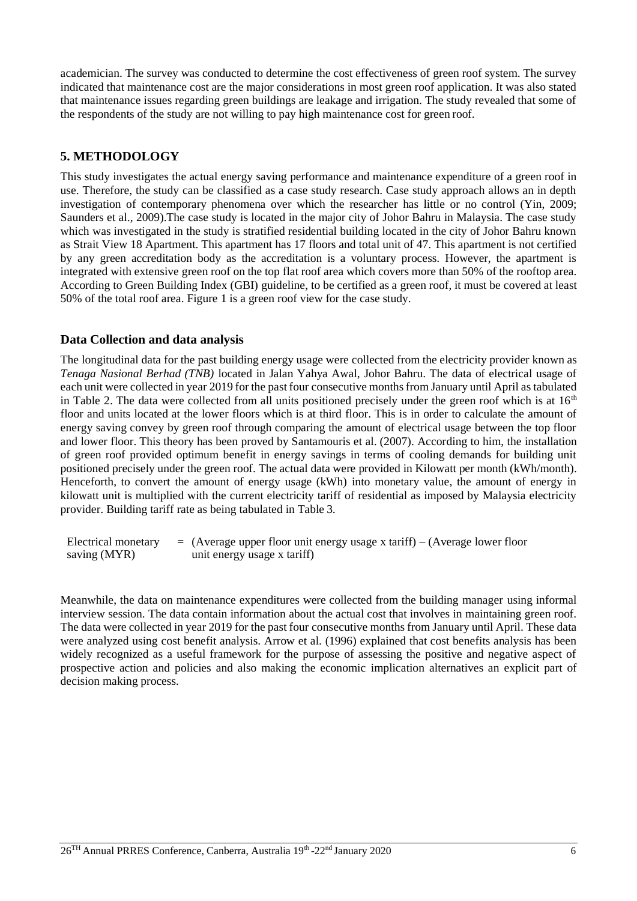academician. The survey was conducted to determine the cost effectiveness of green roof system. The survey indicated that maintenance cost are the major considerations in most green roof application. It was also stated that maintenance issues regarding green buildings are leakage and irrigation. The study revealed that some of the respondents of the study are not willing to pay high maintenance cost for green roof.

## 5. METHODOLOGY

This study investigates the actual energy saving performance and maintenance expenditure of a green roof in use. Therefore, the study can be classified as a case study research. Case study approach allows an in depth investigation of contemporary phenomena over which the researcher has little or no control (Yin, 2009; Saunders et al., 2009).The case study is located in the major city of Johor Bahru in Malaysia. The case study which was investigated in the study is stratified residential building located in the city of Johor Bahru known as Strait View 18 Apartment. This apartment has 17 floors and total unit of 47. This apartment is not certified by any green accreditation body as the accreditation is a voluntary process. However, the apartment is integrated with extensive green roof on the top flat roof area which covers more than 50% of the rooftop area. According to Green Building Index (GBI) guideline, to be certified as a green roof, it must be covered at least 50% of the total roof area. Figure 1 is a green roof view for the case study.

### Data Collection and data analysis

The longitudinal data for the past building energy usage were collected from the electricity provider known as *Tenaga Nasional Berhad (TNB)* located in Jalan Yahya Awal, Johor Bahru. The data of electrical usage of each unit were collected in year 2019 for the past four consecutive months from January until April as tabulated in Table 2. The data were collected from all units positioned precisely under the green roof which is at 16th floor and units located at the lower floors which is at third floor. This is in order to calculate the amount of energy saving convey by green roof through comparing the amount of electrical usage between the top floor and lower floor. This theory has been proved by Santamouris et al. (2007). According to him, the installation of green roof provided optimum benefit in energy savings in terms of cooling demands for building unit positioned precisely under the green roof. The actual data were provided in Kilowatt per month (kWh/month). Henceforth, to convert the amount of energy usage (kWh) into monetary value, the amount of energy in kilowatt unit is multiplied with the current electricity tariff of residential as imposed by Malaysia electricity provider. Building tariff rate as being tabulated in Table 3.

Electrical monetary saving (MYR) = (Average upper floor unit energy usage x tariff) – (Average lower floor unit energy usage x tariff)

Meanwhile, the data on maintenance expenditures were collected from the building manager using informal interview session. The data contain information about the actual cost that involves in maintaining green roof. The data were collected in year 2019 for the past four consecutive months from January until April. These data were analyzed using cost benefit analysis. Arrow et al. (1996) explained that cost benefits analysis has been widely recognized as a useful framework for the purpose of assessing the positive and negative aspect of prospective action and policies and also making the economic implication alternatives an explicit part of decision making process.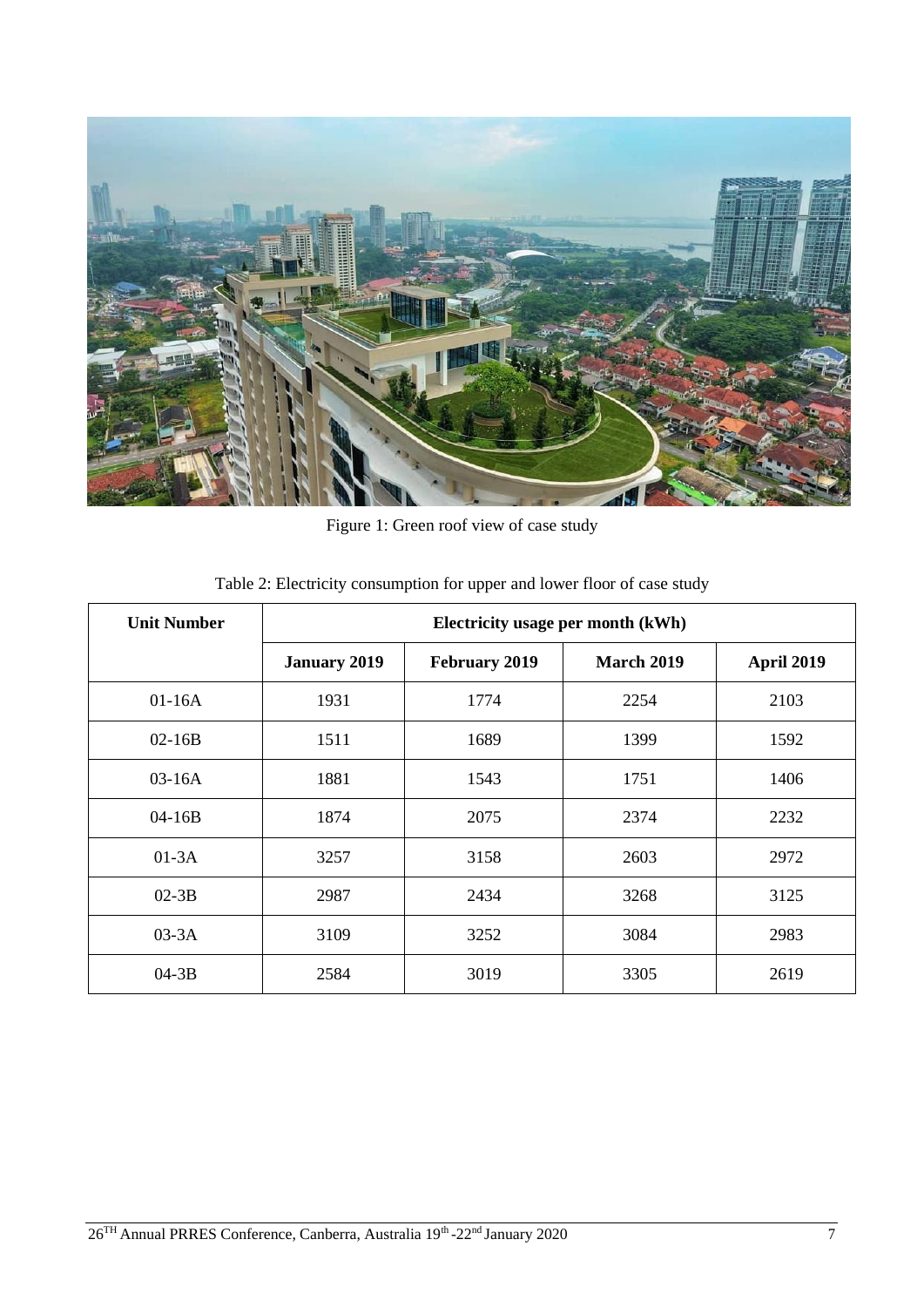Figure 1: Green roof view of case study

Table 2: Electricity consumption for upper and lower floor of case study

| Unit Number | Electricity usage per month (kWh) | | | |
|---|---|---|---|---|
| | **January 2019** | **February 2019** | **March 2019** | **April 2019** |
| 01-16A | 1931 | 1774 | 2254 | 2103 |
| 02-16B | 1511 | 1689 | 1399 | 1592 |
| 03-16A | 1881 | 1543 | 1751 | 1406 |
| 04-16B | 1874 | 2075 | 2374 | 2232 |
| 01-3A | 3257 | 3158 | 2603 | 2972 |
| 02-3B | 2987 | 2434 | 3268 | 3125 |
| 03-3A | 3109 | 3252 | 3084 | 2983 |
| 04-3B | 2584 | 3019 | 3305 | 2619 |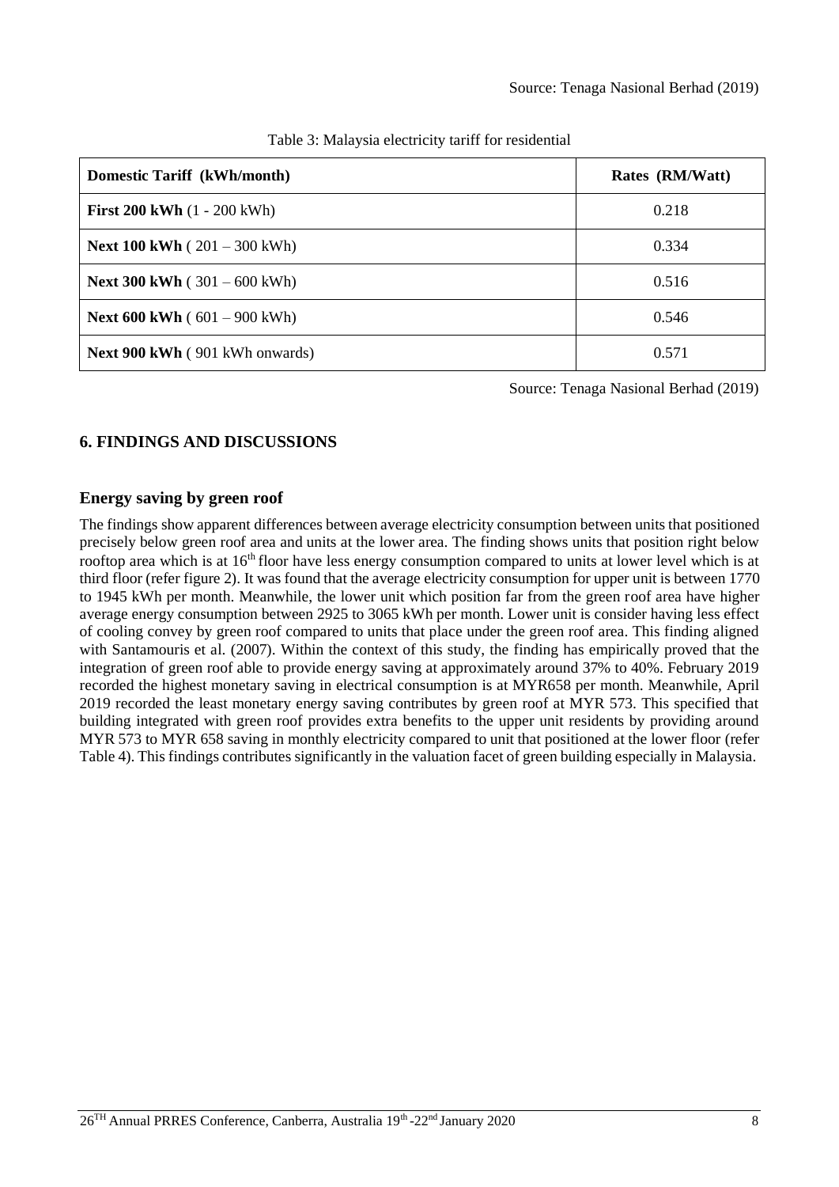Source: Tenaga Nasional Berhad (2019)

Table 3: Malaysia electricity tariff for residential

| Domestic Tariff (kWh/month) | Rates (RM/Watt) |
| --- | --- |
| **First 200 kWh** (1 - 200 kWh) | 0.218 |
| **Next 100 kWh** ( 201 – 300 kWh) | 0.334 |
| **Next 300 kWh** ( 301 – 600 kWh) | 0.516 |
| **Next 600 kWh** ( 601 – 900 kWh) | 0.546 |
| **Next 900 kWh** ( 901 kWh onwards) | 0.571 |

Source: Tenaga Nasional Berhad (2019)

## 6. FINDINGS AND DISCUSSIONS

### Energy saving by green roof

The findings show apparent differences between average electricity consumption between units that positioned precisely below green roof area and units at the lower area. The finding shows units that position right below rooftop area which is at 16th floor have less energy consumption compared to units at lower level which is at third floor (refer figure 2). It was found that the average electricity consumption for upper unit is between 1770 to 1945 kWh per month. Meanwhile, the lower unit which position far from the green roof area have higher average energy consumption between 2925 to 3065 kWh per month. Lower unit is consider having less effect of cooling convey by green roof compared to units that place under the green roof area. This finding aligned with Santamouris et al. (2007). Within the context of this study, the finding has empirically proved that the integration of green roof able to provide energy saving at approximately around 37% to 40%. February 2019 recorded the highest monetary saving in electrical consumption is at MYR658 per month. Meanwhile, April 2019 recorded the least monetary energy saving contributes by green roof at MYR 573. This specified that building integrated with green roof provides extra benefits to the upper unit residents by providing around MYR 573 to MYR 658 saving in monthly electricity compared to unit that positioned at the lower floor (refer Table 4). This findings contributes significantly in the valuation facet of green building especially in Malaysia.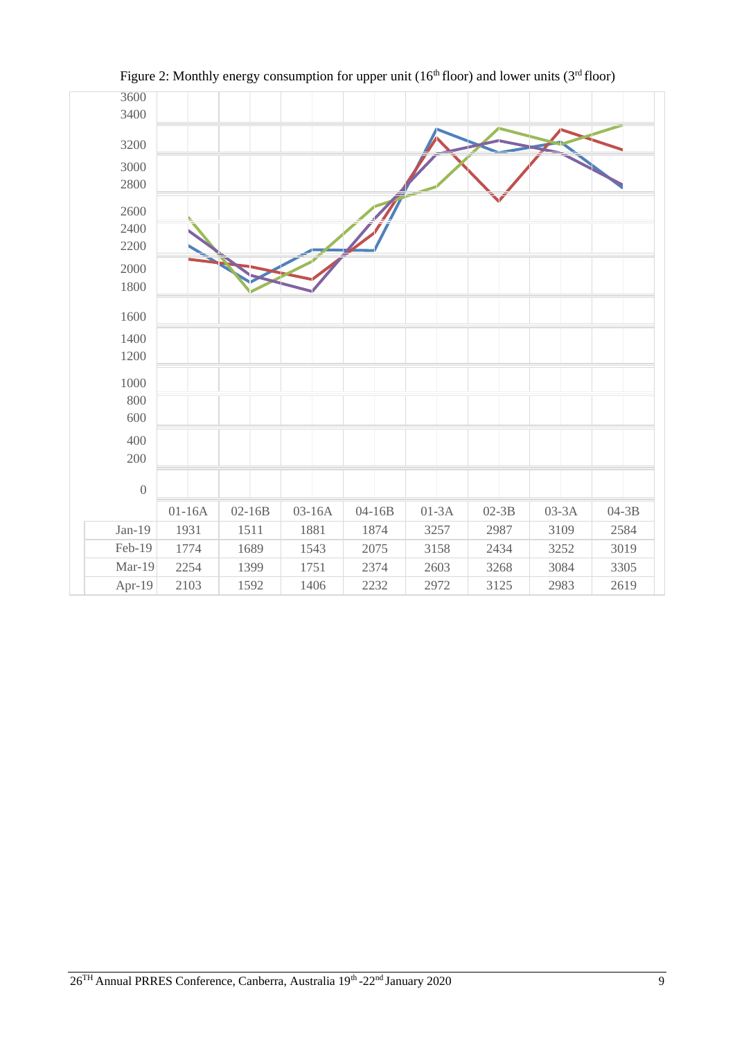Figure 2: Monthly energy consumption for upper unit (16th floor) and lower units (3rd floor)

| | 01-16A | 02-16B | 03-16A | 04-16B | 01-3A | 02-3B | 03-3A | 04-3B |
|---|---|---|---|---|---|---|---|---|
| Jan-19 | 1931 | 1511 | 1881 | 1874 | 3257 | 2987 | 3109 | 2584 |
| Feb-19 | 1774 | 1689 | 1543 | 2075 | 3158 | 2434 | 3252 | 3019 |
| Mar-19 | 2254 | 1399 | 1751 | 2374 | 2603 | 3268 | 3084 | 3305 |
| Apr-19 | 2103 | 1592 | 1406 | 2232 | 2972 | 3125 | 2983 | 2619 |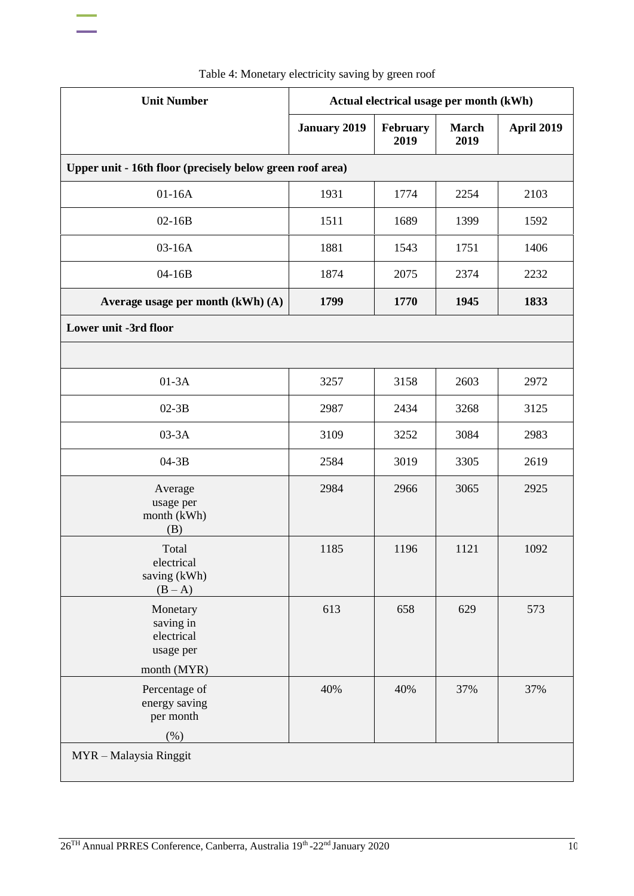Table 4: Monetary electricity saving by green roof

| Unit Number | Actual electrical usage per month (kWh) | | | |
|---|---|---|---|---|
| | **January 2019** | **February 2019** | **March 2019** | **April 2019** |
| **Upper unit - 16th floor (precisely below green roof area)** | | | | |
| 01-16A | 1931 | 1774 | 2254 | 2103 |
| 02-16B | 1511 | 1689 | 1399 | 1592 |
| 03-16A | 1881 | 1543 | 1751 | 1406 |
| 04-16B | 1874 | 2075 | 2374 | 2232 |
| **Average usage per month (kWh) (A)** | **1799** | **1770** | **1945** | **1833** |
| **Lower unit -3rd floor** | | | | |
| | | | | |
| 01-3A | 3257 | 3158 | 2603 | 2972 |
| 02-3B | 2987 | 2434 | 3268 | 3125 |
| 03-3A | 3109 | 3252 | 3084 | 2983 |
| 04-3B | 2584 | 3019 | 3305 | 2619 |
| Average usage per month (kWh) (B) | 2984 | 2966 | 3065 | 2925 |
| Total electrical saving (kWh) (B – A) | 1185 | 1196 | 1121 | 1092 |
| Monetary saving in electrical usage per month (MYR) | 613 | 658 | 629 | 573 |
| Percentage of energy saving per month (%) | 40% | 40% | 37% | 37% |

MYR – Malaysia Ringgit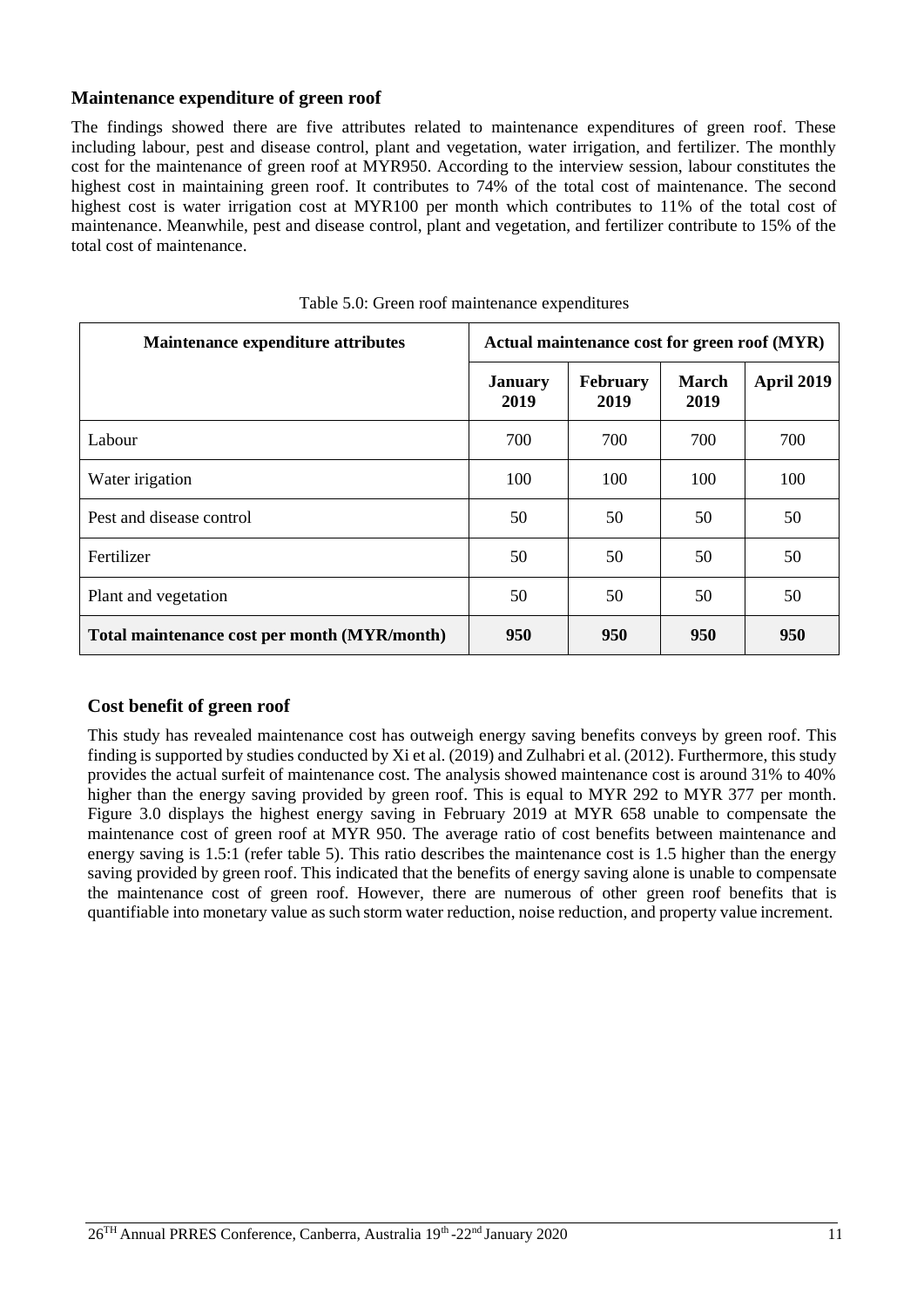### Maintenance expenditure of green roof

The findings showed there are five attributes related to maintenance expenditures of green roof. These including labour, pest and disease control, plant and vegetation, water irrigation, and fertilizer. The monthly cost for the maintenance of green roof at MYR950. According to the interview session, labour constitutes the highest cost in maintaining green roof. It contributes to 74% of the total cost of maintenance. The second highest cost is water irrigation cost at MYR100 per month which contributes to 11% of the total cost of maintenance. Meanwhile, pest and disease control, plant and vegetation, and fertilizer contribute to 15% of the total cost of maintenance.

Table 5.0: Green roof maintenance expenditures

| Maintenance expenditure attributes | Actual maintenance cost for green roof (MYR) | | | |
|---|---|---|---|---|
| | **January 2019** | **February 2019** | **March 2019** | **April 2019** |
| Labour | 700 | 700 | 700 | 700 |
| Water irigation | 100 | 100 | 100 | 100 |
| Pest and disease control | 50 | 50 | 50 | 50 |
| Fertilizer | 50 | 50 | 50 | 50 |
| Plant and vegetation | 50 | 50 | 50 | 50 |
| **Total maintenance cost per month (MYR/month)** | **950** | **950** | **950** | **950** |

### Cost benefit of green roof

This study has revealed maintenance cost has outweigh energy saving benefits conveys by green roof. This finding is supported by studies conducted by Xi et al. (2019) and Zulhabri et al. (2012). Furthermore, this study provides the actual surfeit of maintenance cost. The analysis showed maintenance cost is around 31% to 40% higher than the energy saving provided by green roof. This is equal to MYR 292 to MYR 377 per month. Figure 3.0 displays the highest energy saving in February 2019 at MYR 658 unable to compensate the maintenance cost of green roof at MYR 950. The average ratio of cost benefits between maintenance and energy saving is 1.5:1 (refer table 5). This ratio describes the maintenance cost is 1.5 higher than the energy saving provided by green roof. This indicated that the benefits of energy saving alone is unable to compensate the maintenance cost of green roof. However, there are numerous of other green roof benefits that is quantifiable into monetary value as such storm water reduction, noise reduction, and property value increment.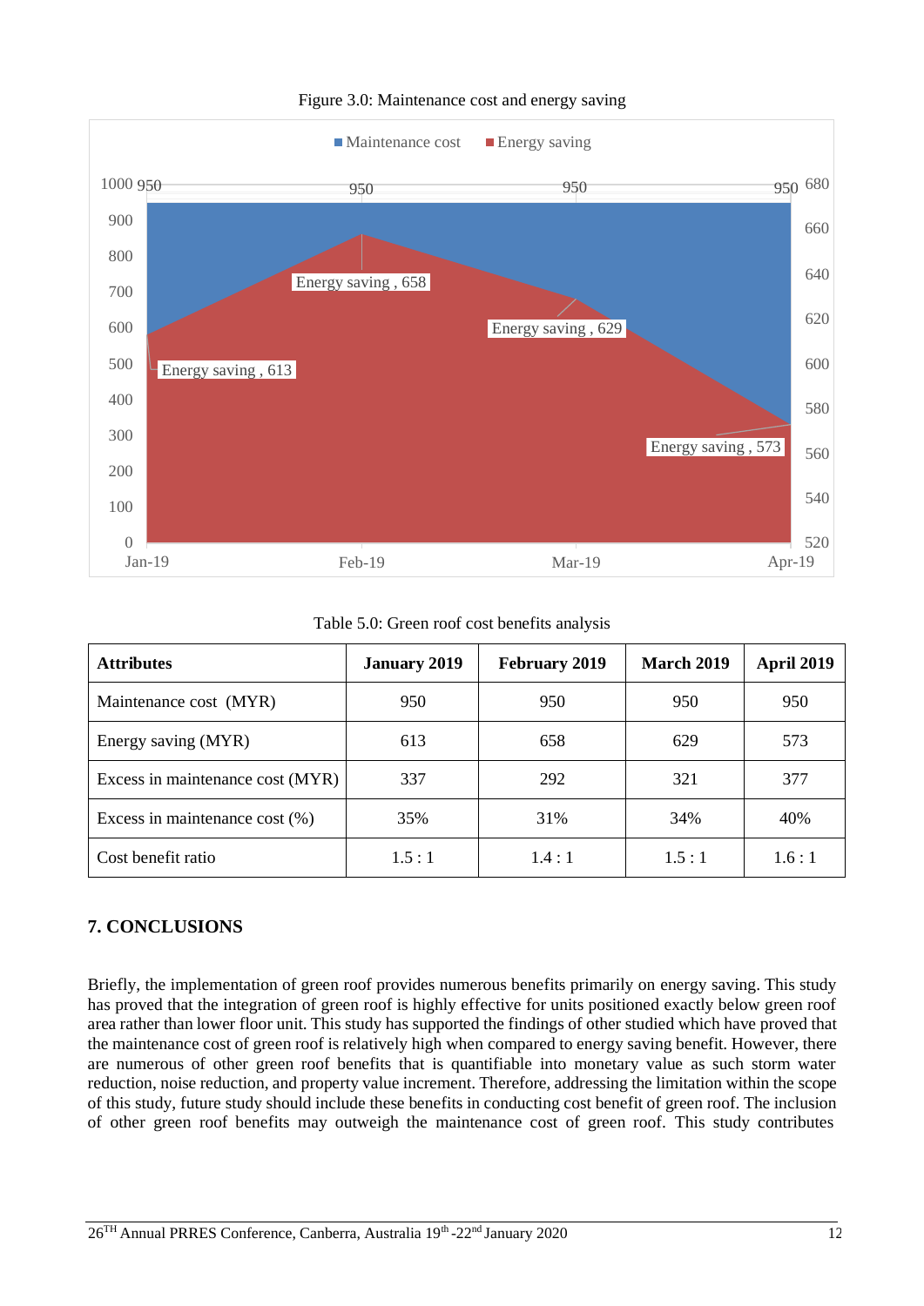Figure 3.0: Maintenance cost and energy saving

Table 5.0: Green roof cost benefits analysis

| Attributes | January 2019 | February 2019 | March 2019 | April 2019 |
|---|---|---|---|---|
| Maintenance cost (MYR) | 950 | 950 | 950 | 950 |
| Energy saving (MYR) | 613 | 658 | 629 | 573 |
| Excess in maintenance cost (MYR) | 337 | 292 | 321 | 377 |
| Excess in maintenance cost (%) | 35% | 31% | 34% | 40% |
| Cost benefit ratio | 1.5 : 1 | 1.4 : 1 | 1.5 : 1 | 1.6 : 1 |

## 7. CONCLUSIONS

Briefly, the implementation of green roof provides numerous benefits primarily on energy saving. This study has proved that the integration of green roof is highly effective for units positioned exactly below green roof area rather than lower floor unit. This study has supported the findings of other studied which have proved that the maintenance cost of green roof is relatively high when compared to energy saving benefit. However, there are numerous of other green roof benefits that is quantifiable into monetary value as such storm water reduction, noise reduction, and property value increment. Therefore, addressing the limitation within the scope of this study, future study should include these benefits in conducting cost benefit of green roof. The inclusion of other green roof benefits may outweigh the maintenance cost of green roof. This study contributes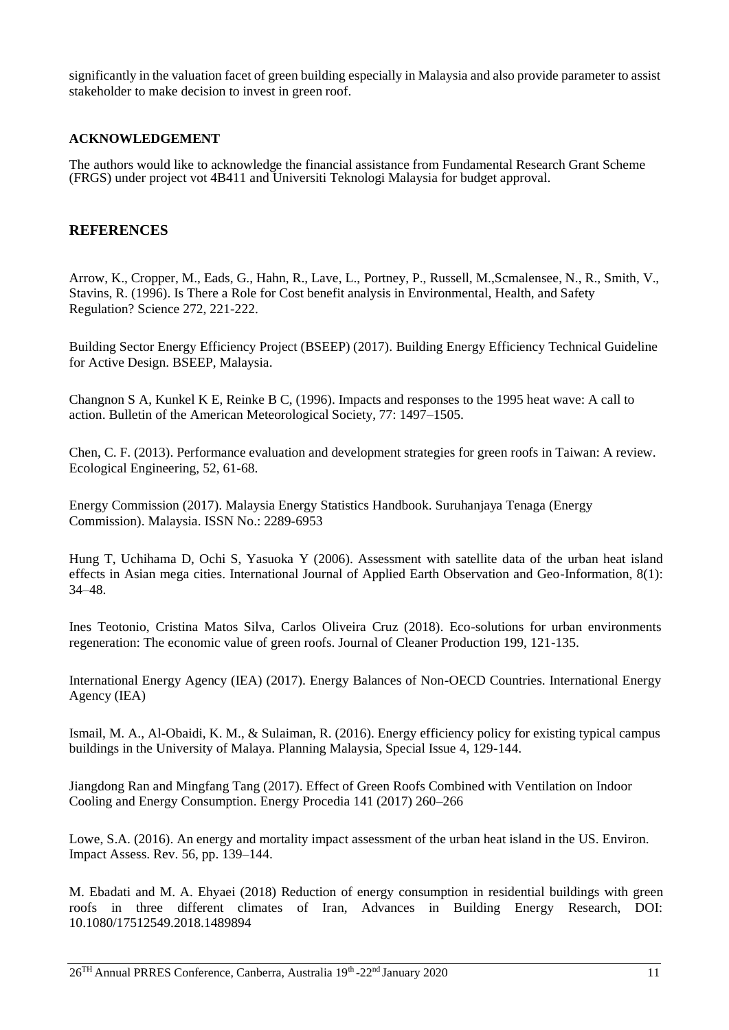significantly in the valuation facet of green building especially in Malaysia and also provide parameter to assist stakeholder to make decision to invest in green roof.

## ACKNOWLEDGEMENT

The authors would like to acknowledge the financial assistance from Fundamental Research Grant Scheme (FRGS) under project vot 4B411 and Universiti Teknologi Malaysia for budget approval.

## REFERENCES

Arrow, K., Cropper, M., Eads, G., Hahn, R., Lave, L., Portney, P., Russell, M.,Scmalensee, N., R., Smith, V., Stavins, R. (1996). Is There a Role for Cost benefit analysis in Environmental, Health, and Safety Regulation? Science 272, 221-222.

Building Sector Energy Efficiency Project (BSEEP) (2017). Building Energy Efficiency Technical Guideline for Active Design. BSEEP, Malaysia.

Changnon S A, Kunkel K E, Reinke B C, (1996). Impacts and responses to the 1995 heat wave: A call to action. Bulletin of the American Meteorological Society, 77: 1497–1505.

Chen, C. F. (2013). Performance evaluation and development strategies for green roofs in Taiwan: A review. Ecological Engineering, 52, 61-68.

Energy Commission (2017). Malaysia Energy Statistics Handbook. Suruhanjaya Tenaga (Energy Commission). Malaysia. ISSN No.: 2289-6953

Hung T, Uchihama D, Ochi S, Yasuoka Y (2006). Assessment with satellite data of the urban heat island effects in Asian mega cities. International Journal of Applied Earth Observation and Geo-Information, 8(1): 34–48.

Ines Teotonio, Cristina Matos Silva, Carlos Oliveira Cruz (2018). Eco-solutions for urban environments regeneration: The economic value of green roofs. Journal of Cleaner Production 199, 121-135.

International Energy Agency (IEA) (2017). Energy Balances of Non-OECD Countries. International Energy Agency (IEA)

Ismail, M. A., Al-Obaidi, K. M., & Sulaiman, R. (2016). Energy efficiency policy for existing typical campus buildings in the University of Malaya. Planning Malaysia, Special Issue 4, 129-144.

Jiangdong Ran and Mingfang Tang (2017). Effect of Green Roofs Combined with Ventilation on Indoor Cooling and Energy Consumption. Energy Procedia 141 (2017) 260–266

Lowe, S.A. (2016). An energy and mortality impact assessment of the urban heat island in the US. Environ. Impact Assess. Rev. 56, pp. 139–144.

M. Ebadati and M. A. Ehyaei (2018) Reduction of energy consumption in residential buildings with green roofs in three different climates of Iran, Advances in Building Energy Research, DOI: 10.1080/17512549.2018.1489894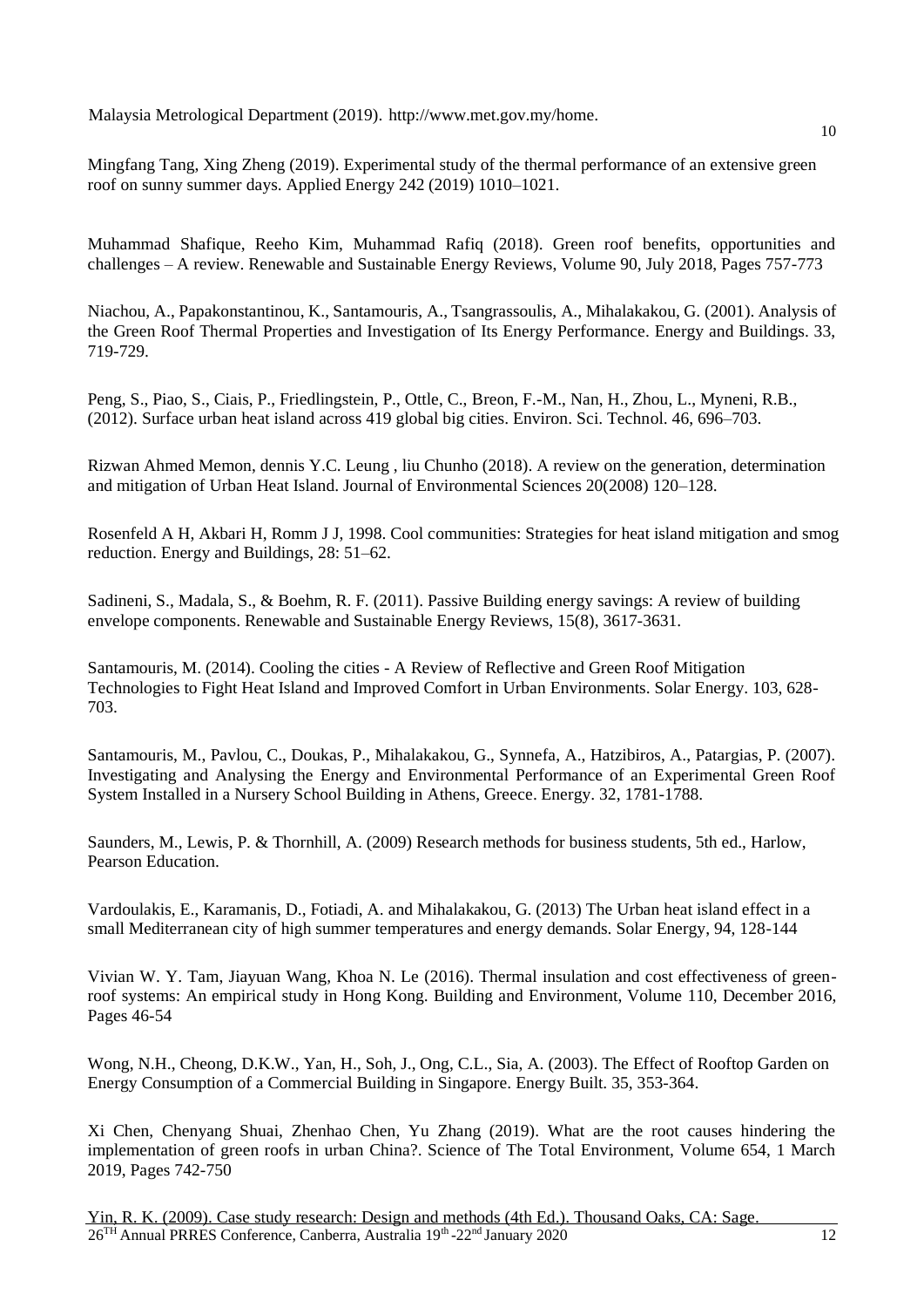Malaysia Metrological Department (2019). http://www.met.gov.my/home.

Mingfang Tang, Xing Zheng (2019). Experimental study of the thermal performance of an extensive green roof on sunny summer days. Applied Energy 242 (2019) 1010–1021.

Muhammad Shafique, Reeho Kim, Muhammad Rafiq (2018). Green roof benefits, opportunities and challenges – A review. Renewable and Sustainable Energy Reviews, Volume 90, July 2018, Pages 757-773

Niachou, A., Papakonstantinou, K., Santamouris, A., Tsangrassoulis, A., Mihalakakou, G. (2001). Analysis of the Green Roof Thermal Properties and Investigation of Its Energy Performance. Energy and Buildings. 33, 719-729.

Peng, S., Piao, S., Ciais, P., Friedlingstein, P., Ottle, C., Breon, F.-M., Nan, H., Zhou, L., Myneni, R.B., (2012). Surface urban heat island across 419 global big cities. Environ. Sci. Technol. 46, 696–703.

Rizwan Ahmed Memon, dennis Y.C. Leung , liu Chunho (2018). A review on the generation, determination and mitigation of Urban Heat Island. Journal of Environmental Sciences 20(2008) 120–128.

Rosenfeld A H, Akbari H, Romm J J, 1998. Cool communities: Strategies for heat island mitigation and smog reduction. Energy and Buildings, 28: 51–62.

Sadineni, S., Madala, S., & Boehm, R. F. (2011). Passive Building energy savings: A review of building envelope components. Renewable and Sustainable Energy Reviews, 15(8), 3617-3631.

Santamouris, M. (2014). Cooling the cities - A Review of Reflective and Green Roof Mitigation Technologies to Fight Heat Island and Improved Comfort in Urban Environments. Solar Energy. 103, 628-703.

Santamouris, M., Pavlou, C., Doukas, P., Mihalakakou, G., Synnefa, A., Hatzibiros, A., Patargias, P. (2007). Investigating and Analysing the Energy and Environmental Performance of an Experimental Green Roof System Installed in a Nursery School Building in Athens, Greece. Energy. 32, 1781-1788.

Saunders, M., Lewis, P. & Thornhill, A. (2009) Research methods for business students, 5th ed., Harlow, Pearson Education.

Vardoulakis, E., Karamanis, D., Fotiadi, A. and Mihalakakou, G. (2013) The Urban heat island effect in a small Mediterranean city of high summer temperatures and energy demands. Solar Energy, 94, 128-144

Vivian W. Y. Tam, Jiayuan Wang, Khoa N. Le (2016). Thermal insulation and cost effectiveness of green-roof systems: An empirical study in Hong Kong. Building and Environment, Volume 110, December 2016, Pages 46-54

Wong, N.H., Cheong, D.K.W., Yan, H., Soh, J., Ong, C.L., Sia, A. (2003). The Effect of Rooftop Garden on Energy Consumption of a Commercial Building in Singapore. Energy Built. 35, 353-364.

Xi Chen, Chenyang Shuai, Zhenhao Chen, Yu Zhang (2019). What are the root causes hindering the implementation of green roofs in urban China?. Science of The Total Environment, Volume 654, 1 March 2019, Pages 742-750

Yin, R. K. (2009). Case study research: Design and methods (4th Ed.). Thousand Oaks, CA: Sage.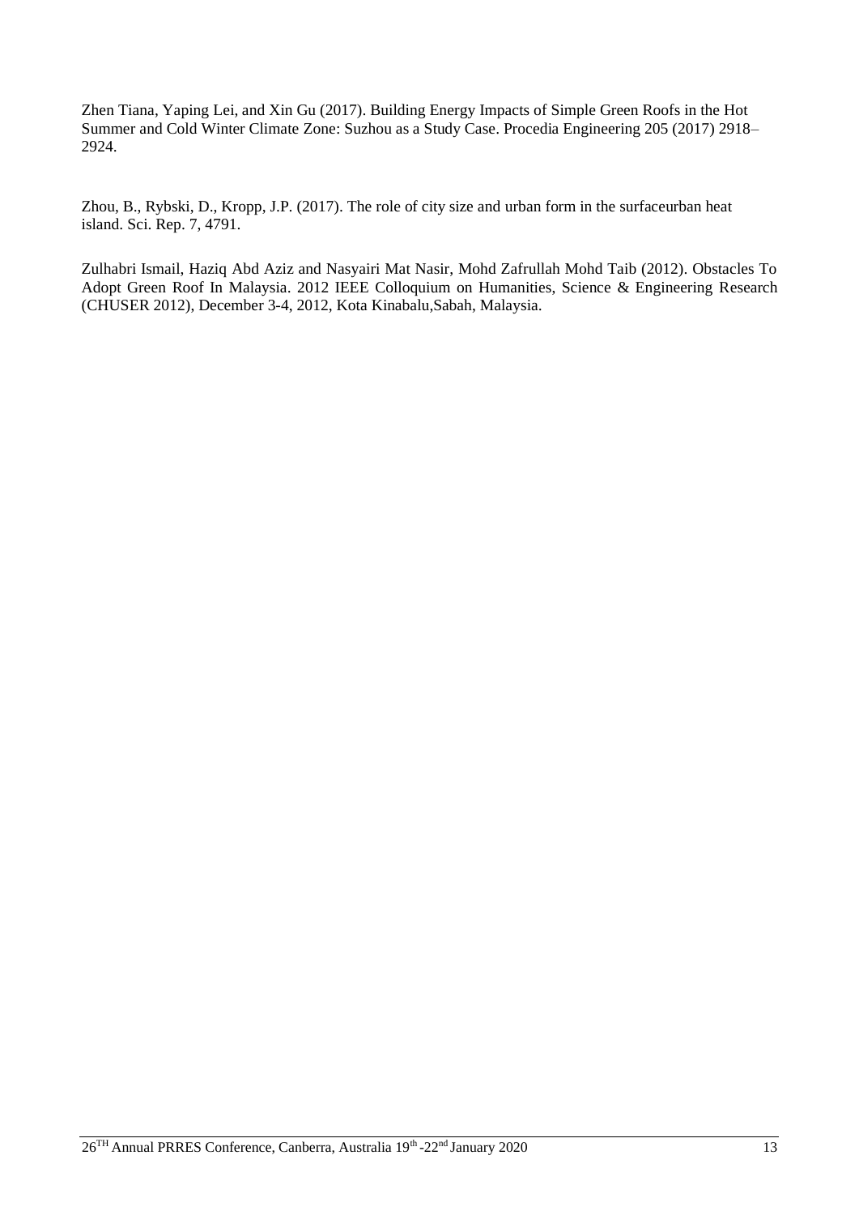Zhen Tiana, Yaping Lei, and Xin Gu (2017). Building Energy Impacts of Simple Green Roofs in the Hot Summer and Cold Winter Climate Zone: Suzhou as a Study Case. Procedia Engineering 205 (2017) 2918–2924.

Zhou, B., Rybski, D., Kropp, J.P. (2017). The role of city size and urban form in the surfaceurban heat island. Sci. Rep. 7, 4791.

Zulhabri Ismail, Haziq Abd Aziz and Nasyairi Mat Nasir, Mohd Zafrullah Mohd Taib (2012). Obstacles To Adopt Green Roof In Malaysia. 2012 IEEE Colloquium on Humanities, Science & Engineering Research (CHUSER 2012), December 3-4, 2012, Kota Kinabalu,Sabah, Malaysia.